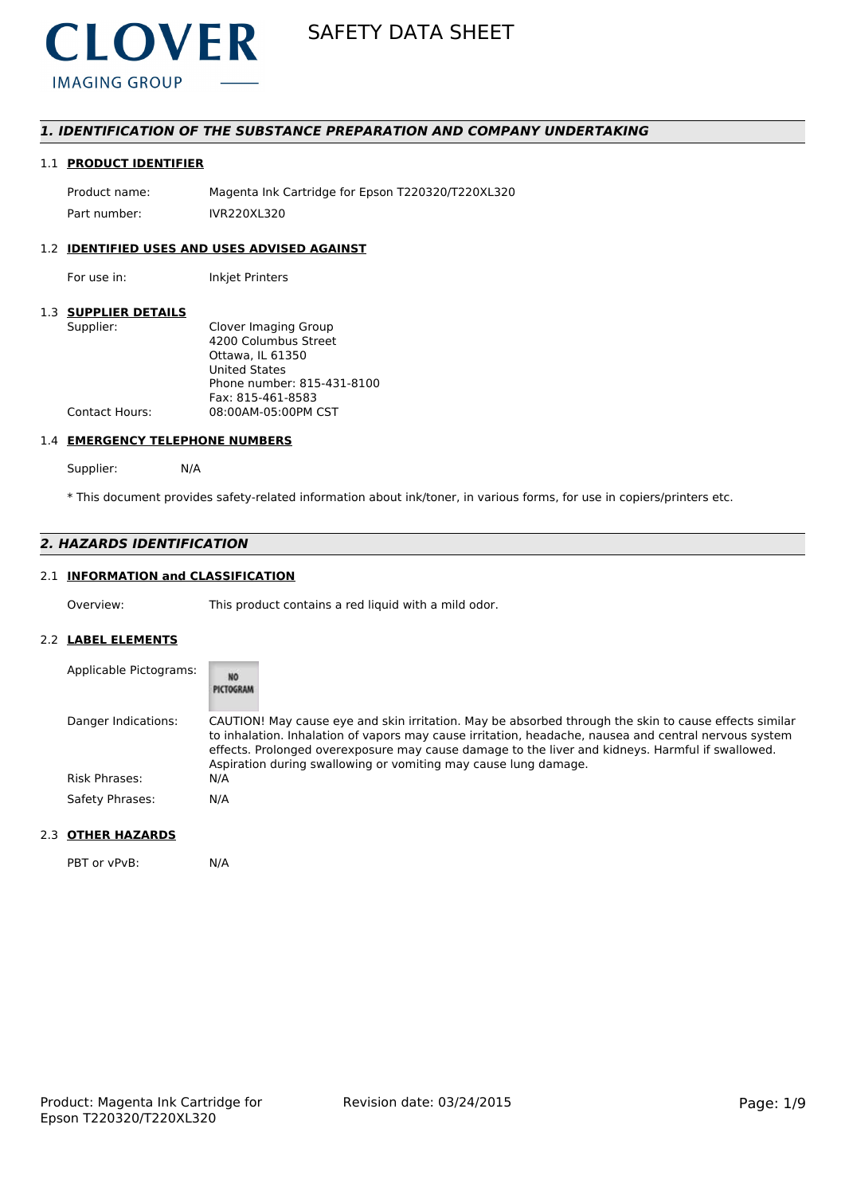CLOVER
IMAGING GROUP

# SAFETY DATA SHEET

## 1. IDENTIFICATION OF THE SUBSTANCE PREPARATION AND COMPANY UNDERTAKING

### 1.1 PRODUCT IDENTIFIER

Product name: Magenta Ink Cartridge for Epson T220320/T220XL320

Part number: IVR220XL320

### 1.2 IDENTIFIED USES AND USES ADVISED AGAINST

For use in: Inkjet Printers

### 1.3 SUPPLIER DETAILS

Supplier: Clover Imaging Group
4200 Columbus Street
Ottawa, IL 61350
United States
Phone number: 815-431-8100
Fax: 815-461-8583

Contact Hours: 08:00AM-05:00PM CST

### 1.4 EMERGENCY TELEPHONE NUMBERS

Supplier: N/A

* This document provides safety-related information about ink/toner, in various forms, for use in copiers/printers etc.

## 2. HAZARDS IDENTIFICATION

### 2.1 INFORMATION and CLASSIFICATION

Overview: This product contains a red liquid with a mild odor.

### 2.2 LABEL ELEMENTS

Applicable Pictograms: NO PICTOGRAM

Danger Indications: CAUTION! May cause eye and skin irritation. May be absorbed through the skin to cause effects similar to inhalation. Inhalation of vapors may cause irritation, headache, nausea and central nervous system effects. Prolonged overexposure may cause damage to the liver and kidneys. Harmful if swallowed. Aspiration during swallowing or vomiting may cause lung damage.

Risk Phrases: N/A

Safety Phrases: N/A

### 2.3 OTHER HAZARDS

PBT or vPvB: N/A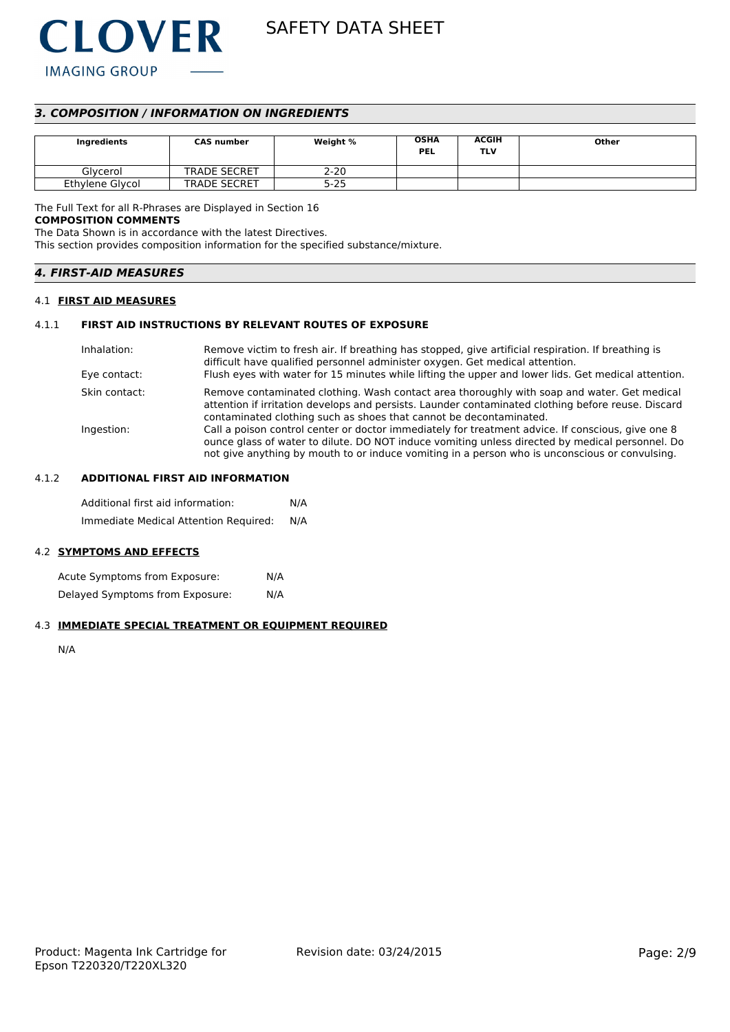## 3. COMPOSITION / INFORMATION ON INGREDIENTS

| Ingredients | CAS number | Weight % | OSHA PEL | ACGIH TLV | Other |
|---|---|---|---|---|---|
| Glycerol | TRADE SECRET | 2-20 | | | |
| Ethylene Glycol | TRADE SECRET | 5-25 | | | |

The Full Text for all R-Phrases are Displayed in Section 16

**COMPOSITION COMMENTS**

The Data Shown is in accordance with the latest Directives.

This section provides composition information for the specified substance/mixture.

## 4. FIRST-AID MEASURES

### 4.1 FIRST AID MEASURES

#### 4.1.1 FIRST AID INSTRUCTIONS BY RELEVANT ROUTES OF EXPOSURE

Inhalation: Remove victim to fresh air. If breathing has stopped, give artificial respiration. If breathing is difficult have qualified personnel administer oxygen. Get medical attention.

Eye contact: Flush eyes with water for 15 minutes while lifting the upper and lower lids. Get medical attention.

Skin contact: Remove contaminated clothing. Wash contact area thoroughly with soap and water. Get medical attention if irritation develops and persists. Launder contaminated clothing before reuse. Discard contaminated clothing such as shoes that cannot be decontaminated.

Ingestion: Call a poison control center or doctor immediately for treatment advice. If conscious, give one 8 ounce glass of water to dilute. DO NOT induce vomiting unless directed by medical personnel. Do not give anything by mouth to or induce vomiting in a person who is unconscious or convulsing.

#### 4.1.2 ADDITIONAL FIRST AID INFORMATION

Additional first aid information: N/A

Immediate Medical Attention Required: N/A

### 4.2 SYMPTOMS AND EFFECTS

Acute Symptoms from Exposure: N/A

Delayed Symptoms from Exposure: N/A

### 4.3 IMMEDIATE SPECIAL TREATMENT OR EQUIPMENT REQUIRED

N/A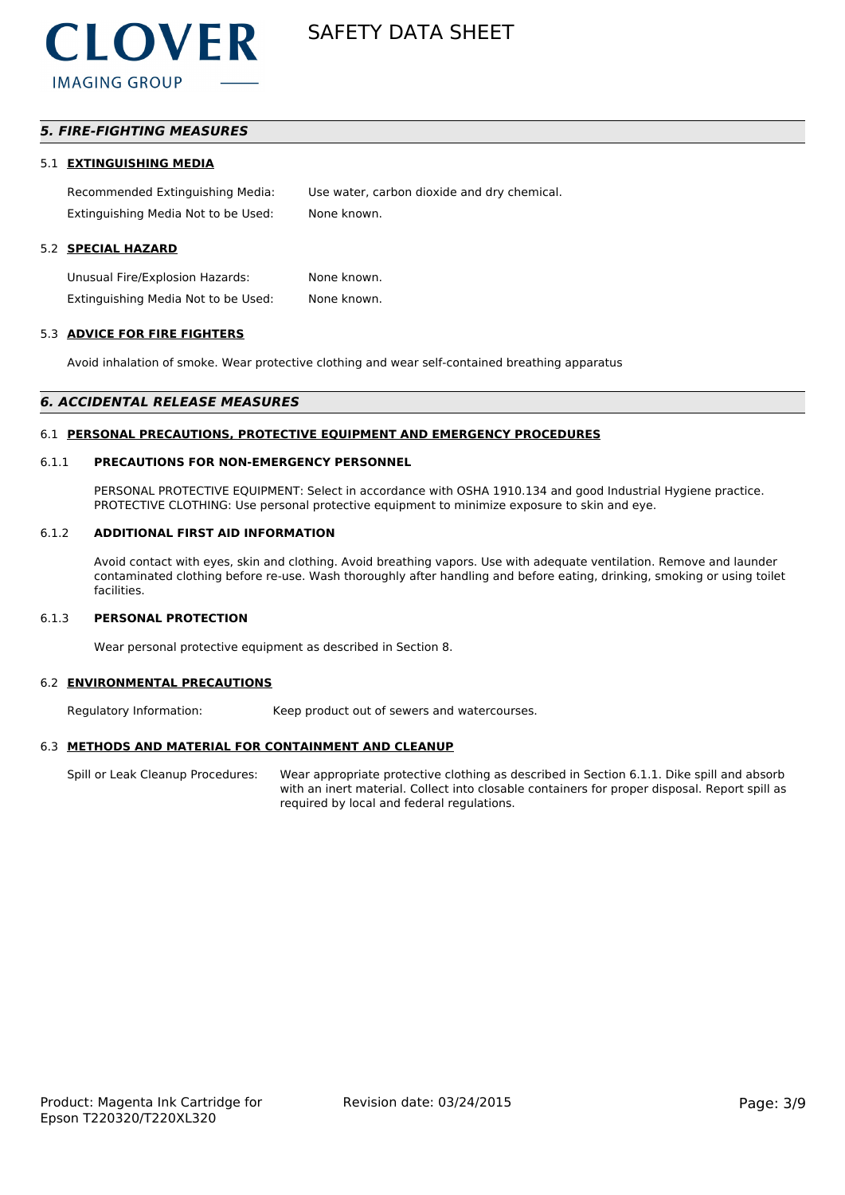## *5. FIRE-FIGHTING MEASURES*

### 5.1 EXTINGUISHING MEDIA

Recommended Extinguishing Media: Use water, carbon dioxide and dry chemical.

Extinguishing Media Not to be Used: None known.

### 5.2 SPECIAL HAZARD

Unusual Fire/Explosion Hazards: None known.

Extinguishing Media Not to be Used: None known.

### 5.3 ADVICE FOR FIRE FIGHTERS

Avoid inhalation of smoke. Wear protective clothing and wear self-contained breathing apparatus

## *6. ACCIDENTAL RELEASE MEASURES*

### 6.1 PERSONAL PRECAUTIONS, PROTECTIVE EQUIPMENT AND EMERGENCY PROCEDURES

#### 6.1.1 PRECAUTIONS FOR NON-EMERGENCY PERSONNEL

PERSONAL PROTECTIVE EQUIPMENT: Select in accordance with OSHA 1910.134 and good Industrial Hygiene practice.
PROTECTIVE CLOTHING: Use personal protective equipment to minimize exposure to skin and eye.

#### 6.1.2 ADDITIONAL FIRST AID INFORMATION

Avoid contact with eyes, skin and clothing. Avoid breathing vapors. Use with adequate ventilation. Remove and launder contaminated clothing before re-use. Wash thoroughly after handling and before eating, drinking, smoking or using toilet facilities.

#### 6.1.3 PERSONAL PROTECTION

Wear personal protective equipment as described in Section 8.

### 6.2 ENVIRONMENTAL PRECAUTIONS

Regulatory Information: Keep product out of sewers and watercourses.

### 6.3 METHODS AND MATERIAL FOR CONTAINMENT AND CLEANUP

Spill or Leak Cleanup Procedures: Wear appropriate protective clothing as described in Section 6.1.1. Dike spill and absorb with an inert material. Collect into closable containers for proper disposal. Report spill as required by local and federal regulations.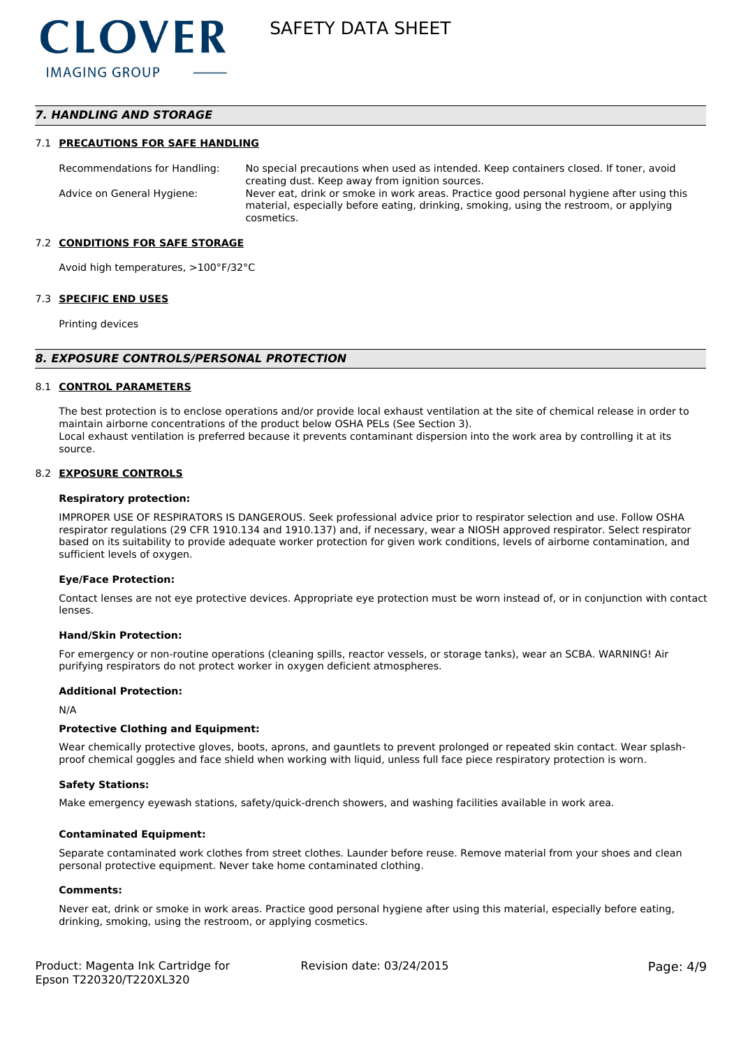## *7. HANDLING AND STORAGE*

### 7.1 PRECAUTIONS FOR SAFE HANDLING

| | |
|---|---|
| Recommendations for Handling: | No special precautions when used as intended. Keep containers closed. If toner, avoid creating dust. Keep away from ignition sources. |
| Advice on General Hygiene: | Never eat, drink or smoke in work areas. Practice good personal hygiene after using this material, especially before eating, drinking, smoking, using the restroom, or applying cosmetics. |

### 7.2 CONDITIONS FOR SAFE STORAGE

Avoid high temperatures, >100°F/32°C

### 7.3 SPECIFIC END USES

Printing devices

## *8. EXPOSURE CONTROLS/PERSONAL PROTECTION*

### 8.1 CONTROL PARAMETERS

The best protection is to enclose operations and/or provide local exhaust ventilation at the site of chemical release in order to maintain airborne concentrations of the product below OSHA PELs (See Section 3).
Local exhaust ventilation is preferred because it prevents contaminant dispersion into the work area by controlling it at its source.

### 8.2 EXPOSURE CONTROLS

**Respiratory protection:**

IMPROPER USE OF RESPIRATORS IS DANGEROUS. Seek professional advice prior to respirator selection and use. Follow OSHA respirator regulations (29 CFR 1910.134 and 1910.137) and, if necessary, wear a NIOSH approved respirator. Select respirator based on its suitability to provide adequate worker protection for given work conditions, levels of airborne contamination, and sufficient levels of oxygen.

**Eye/Face Protection:**

Contact lenses are not eye protective devices. Appropriate eye protection must be worn instead of, or in conjunction with contact lenses.

**Hand/Skin Protection:**

For emergency or non-routine operations (cleaning spills, reactor vessels, or storage tanks), wear an SCBA. WARNING! Air purifying respirators do not protect worker in oxygen deficient atmospheres.

**Additional Protection:**

N/A

**Protective Clothing and Equipment:**

Wear chemically protective gloves, boots, aprons, and gauntlets to prevent prolonged or repeated skin contact. Wear splash-proof chemical goggles and face shield when working with liquid, unless full face piece respiratory protection is worn.

**Safety Stations:**

Make emergency eyewash stations, safety/quick-drench showers, and washing facilities available in work area.

**Contaminated Equipment:**

Separate contaminated work clothes from street clothes. Launder before reuse. Remove material from your shoes and clean personal protective equipment. Never take home contaminated clothing.

**Comments:**

Never eat, drink or smoke in work areas. Practice good personal hygiene after using this material, especially before eating, drinking, smoking, using the restroom, or applying cosmetics.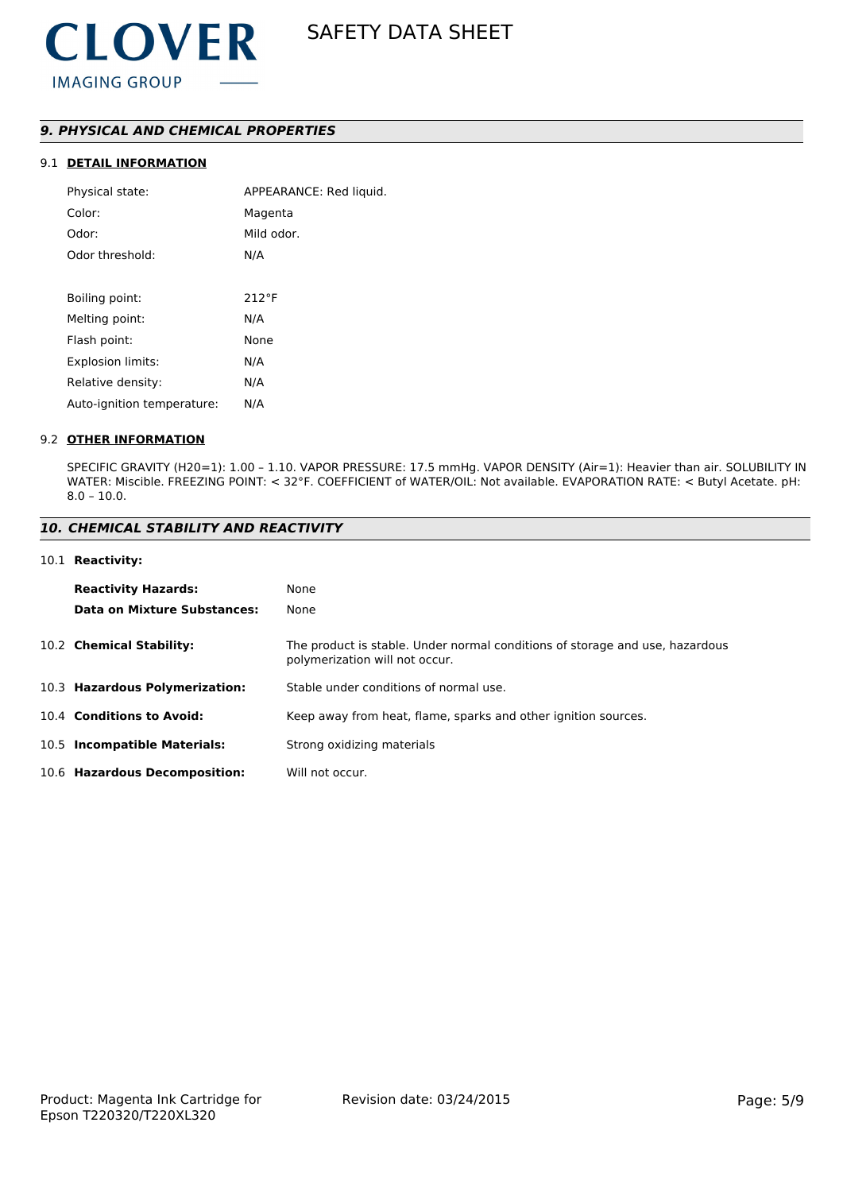## *9. PHYSICAL AND CHEMICAL PROPERTIES*

### 9.1 DETAIL INFORMATION

| | |
|---|---|
| Physical state: | APPEARANCE: Red liquid. |
| Color: | Magenta |
| Odor: | Mild odor. |
| Odor threshold: | N/A |
| Boiling point: | 212°F |
| Melting point: | N/A |
| Flash point: | None |
| Explosion limits: | N/A |
| Relative density: | N/A |
| Auto-ignition temperature: | N/A |

### 9.2 OTHER INFORMATION

SPECIFIC GRAVITY (H20=1): 1.00 – 1.10. VAPOR PRESSURE: 17.5 mmHg. VAPOR DENSITY (Air=1): Heavier than air. SOLUBILITY IN WATER: Miscible. FREEZING POINT: < 32°F. COEFFICIENT of WATER/OIL: Not available. EVAPORATION RATE: < Butyl Acetate. pH: 8.0 – 10.0.

## *10. CHEMICAL STABILITY AND REACTIVITY*

### 10.1 Reactivity:

| | |
|---|---|
| **Reactivity Hazards:** | None |
| **Data on Mixture Substances:** | None |

| | |
|---|---|
| 10.2 **Chemical Stability:** | The product is stable. Under normal conditions of storage and use, hazardous polymerization will not occur. |
| 10.3 **Hazardous Polymerization:** | Stable under conditions of normal use. |
| 10.4 **Conditions to Avoid:** | Keep away from heat, flame, sparks and other ignition sources. |
| 10.5 **Incompatible Materials:** | Strong oxidizing materials |
| 10.6 **Hazardous Decomposition:** | Will not occur. |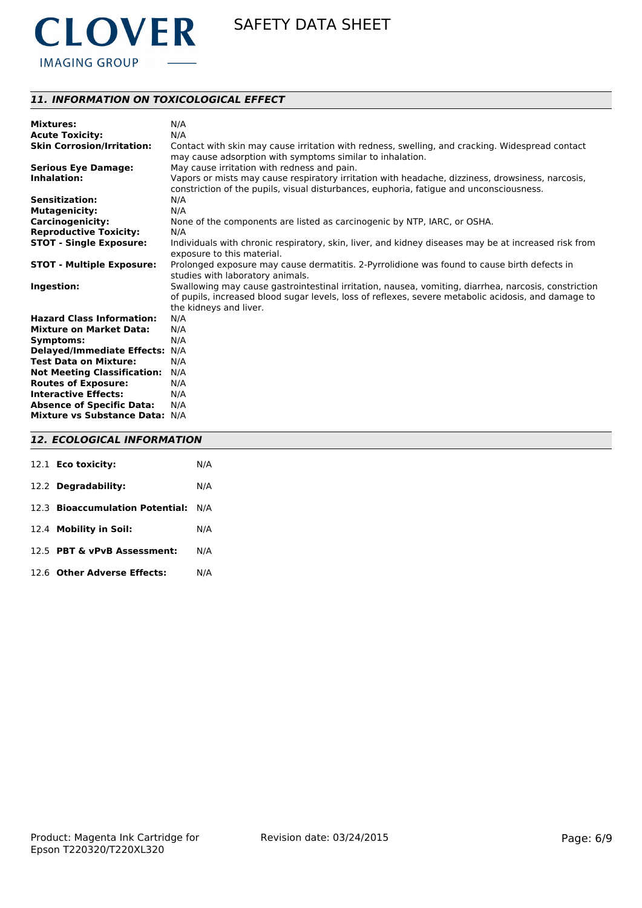## *11. INFORMATION ON TOXICOLOGICAL EFFECT*

**Mixtures:** N/A
**Acute Toxicity:** N/A
**Skin Corrosion/Irritation:** Contact with skin may cause irritation with redness, swelling, and cracking. Widespread contact may cause adsorption with symptoms similar to inhalation.
**Serious Eye Damage:** May cause irritation with redness and pain.
**Inhalation:** Vapors or mists may cause respiratory irritation with headache, dizziness, drowsiness, narcosis, constriction of the pupils, visual disturbances, euphoria, fatigue and unconsciousness.
**Sensitization:** N/A
**Mutagenicity:** N/A
**Carcinogenicity:** None of the components are listed as carcinogenic by NTP, IARC, or OSHA.
**Reproductive Toxicity:** N/A
**STOT - Single Exposure:** Individuals with chronic respiratory, skin, liver, and kidney diseases may be at increased risk from exposure to this material.
**STOT - Multiple Exposure:** Prolonged exposure may cause dermatitis. 2-Pyrrolidione was found to cause birth defects in studies with laboratory animals.
**Ingestion:** Swallowing may cause gastrointestinal irritation, nausea, vomiting, diarrhea, narcosis, constriction of pupils, increased blood sugar levels, loss of reflexes, severe metabolic acidosis, and damage to the kidneys and liver.
**Hazard Class Information:** N/A
**Mixture on Market Data:** N/A
**Symptoms:** N/A
**Delayed/Immediate Effects:** N/A
**Test Data on Mixture:** N/A
**Not Meeting Classification:** N/A
**Routes of Exposure:** N/A
**Interactive Effects:** N/A
**Absence of Specific Data:** N/A
**Mixture vs Substance Data:** N/A

## *12. ECOLOGICAL INFORMATION*

12.1 **Eco toxicity:** N/A

12.2 **Degradability:** N/A

12.3 **Bioaccumulation Potential:** N/A

12.4 **Mobility in Soil:** N/A

12.5 **PBT & vPvB Assessment:** N/A

12.6 **Other Adverse Effects:** N/A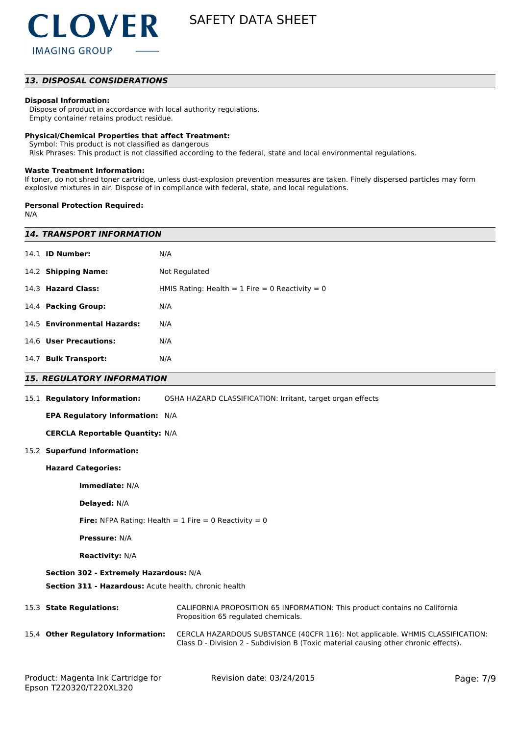## 13. DISPOSAL CONSIDERATIONS

**Disposal Information:**
Dispose of product in accordance with local authority regulations.
Empty container retains product residue.

**Physical/Chemical Properties that affect Treatment:**
Symbol: This product is not classified as dangerous
Risk Phrases: This product is not classified according to the federal, state and local environmental regulations.

**Waste Treatment Information:**
If toner, do not shred toner cartridge, unless dust-explosion prevention measures are taken. Finely dispersed particles may form explosive mixtures in air. Dispose of in compliance with federal, state, and local regulations.

**Personal Protection Required:**
N/A

## 14. TRANSPORT INFORMATION

| | |
|---|---|
| 14.1 **ID Number:** | N/A |
| 14.2 **Shipping Name:** | Not Regulated |
| 14.3 **Hazard Class:** | HMIS Rating: Health = 1 Fire = 0 Reactivity = 0 |
| 14.4 **Packing Group:** | N/A |
| 14.5 **Environmental Hazards:** | N/A |
| 14.6 **User Precautions:** | N/A |
| 14.7 **Bulk Transport:** | N/A |

## 15. REGULATORY INFORMATION

15.1 **Regulatory Information:** OSHA HAZARD CLASSIFICATION: Irritant, target organ effects

**EPA Regulatory Information:** N/A

**CERCLA Reportable Quantity:** N/A

15.2 **Superfund Information:**

**Hazard Categories:**

**Immediate:** N/A

**Delayed:** N/A

**Fire:** NFPA Rating: Health = 1 Fire = 0 Reactivity = 0

**Pressure:** N/A

**Reactivity:** N/A

**Section 302 - Extremely Hazardous:** N/A

**Section 311 - Hazardous:** Acute health, chronic health

15.3 **State Regulations:** CALIFORNIA PROPOSITION 65 INFORMATION: This product contains no California Proposition 65 regulated chemicals.

15.4 **Other Regulatory Information:** CERCLA HAZARDOUS SUBSTANCE (40CFR 116): Not applicable. WHMIS CLASSIFICATION: Class D - Division 2 - Subdivision B (Toxic material causing other chronic effects).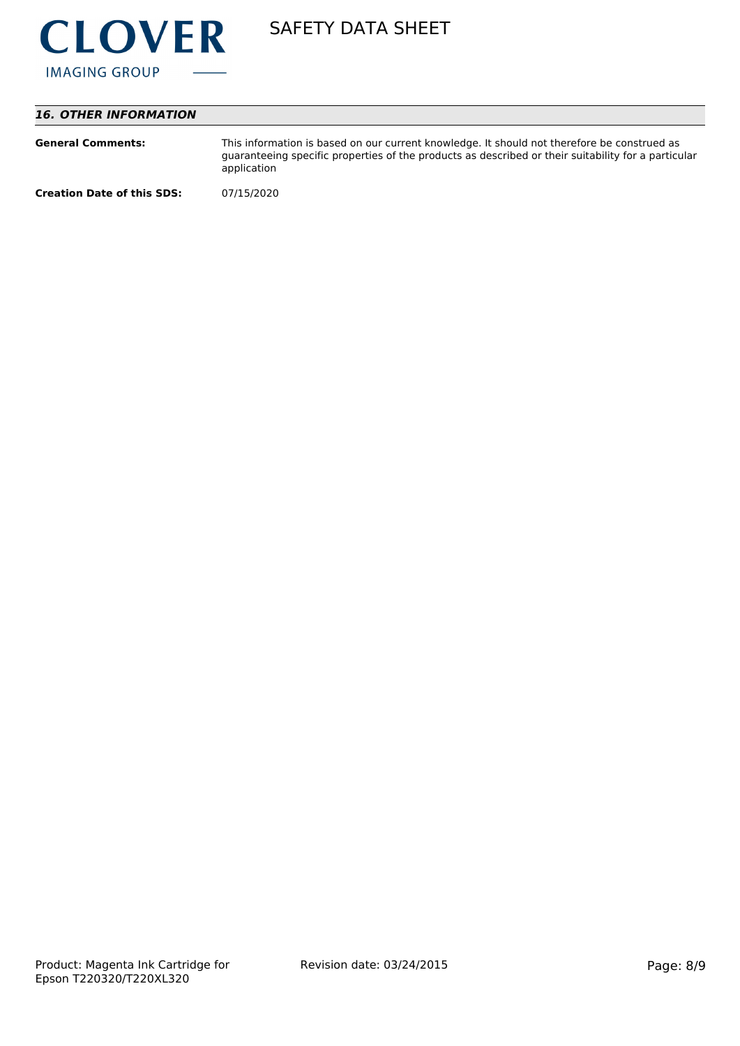## *16. OTHER INFORMATION*

**General Comments:** This information is based on our current knowledge. It should not therefore be construed as guaranteeing specific properties of the products as described or their suitability for a particular application

**Creation Date of this SDS:** 07/15/2020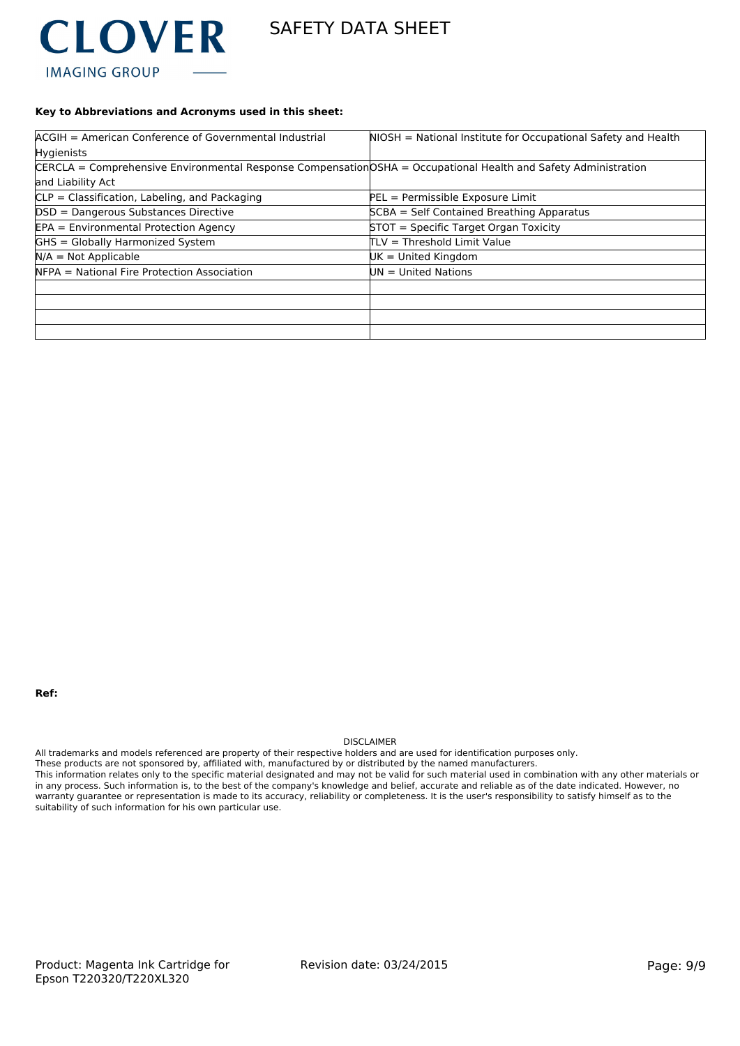**Key to Abbreviations and Acronyms used in this sheet:**

| | |
|---|---|
| ACGIH = American Conference of Governmental Industrial Hygienists | NIOSH = National Institute for Occupational Safety and Health |
| CERCLA = Comprehensive Environmental Response Compensation and Liability Act | OSHA = Occupational Health and Safety Administration |
| CLP = Classification, Labeling, and Packaging | PEL = Permissible Exposure Limit |
| DSD = Dangerous Substances Directive | SCBA = Self Contained Breathing Apparatus |
| EPA = Environmental Protection Agency | STOT = Specific Target Organ Toxicity |
| GHS = Globally Harmonized System | TLV = Threshold Limit Value |
| N/A = Not Applicable | UK = United Kingdom |
| NFPA = National Fire Protection Association | UN = United Nations |
| | |
| | |
| | |
| | |

**Ref:**

DISCLAIMER

All trademarks and models referenced are property of their respective holders and are used for identification purposes only.
These products are not sponsored by, affiliated with, manufactured by or distributed by the named manufacturers.
This information relates only to the specific material designated and may not be valid for such material used in combination with any other materials or in any process. Such information is, to the best of the company's knowledge and belief, accurate and reliable as of the date indicated. However, no warranty guarantee or representation is made to its accuracy, reliability or completeness. It is the user's responsibility to satisfy himself as to the suitability of such information for his own particular use.